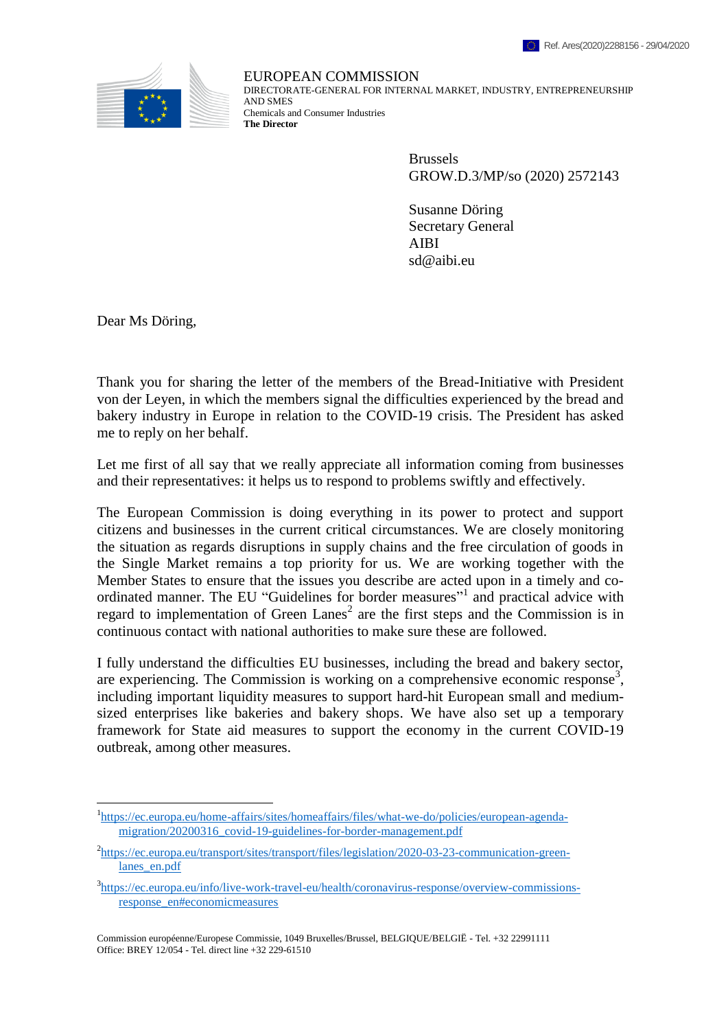Ref. Ares(2020)2288156 - 29/04/2020

EUROPEAN COMMISSION
DIRECTORATE-GENERAL FOR INTERNAL MARKET, INDUSTRY, ENTREPRENEURSHIP AND SMES
Chemicals and Consumer Industries
**The Director**

Brussels
GROW.D.3/MP/so (2020) 2572143

Susanne Döring
Secretary General
AIBI
sd@aibi.eu

Dear Ms Döring,

Thank you for sharing the letter of the members of the Bread-Initiative with President von der Leyen, in which the members signal the difficulties experienced by the bread and bakery industry in Europe in relation to the COVID-19 crisis. The President has asked me to reply on her behalf.

Let me first of all say that we really appreciate all information coming from businesses and their representatives: it helps us to respond to problems swiftly and effectively.

The European Commission is doing everything in its power to protect and support citizens and businesses in the current critical circumstances. We are closely monitoring the situation as regards disruptions in supply chains and the free circulation of goods in the Single Market remains a top priority for us. We are working together with the Member States to ensure that the issues you describe are acted upon in a timely and co-ordinated manner. The EU "Guidelines for border measures"[1] and practical advice with regard to implementation of Green Lanes[2] are the first steps and the Commission is in continuous contact with national authorities to make sure these are followed.

I fully understand the difficulties EU businesses, including the bread and bakery sector, are experiencing. The Commission is working on a comprehensive economic response[3], including important liquidity measures to support hard-hit European small and medium-sized enterprises like bakeries and bakery shops. We have also set up a temporary framework for State aid measures to support the economy in the current COVID-19 outbreak, among other measures.

---

[1] https://ec.europa.eu/home-affairs/sites/homeaffairs/files/what-we-do/policies/european-agenda-migration/20200316_covid-19-guidelines-for-border-management.pdf

[2] https://ec.europa.eu/transport/sites/transport/files/legislation/2020-03-23-communication-green-lanes_en.pdf

[3] https://ec.europa.eu/info/live-work-travel-eu/health/coronavirus-response/overview-commissions-response_en#economicmeasures

Commission européenne/Europese Commissie, 1049 Bruxelles/Brussel, BELGIQUE/BELGIË - Tel. +32 22991111
Office: BREY 12/054 - Tel. direct line +32 229-61510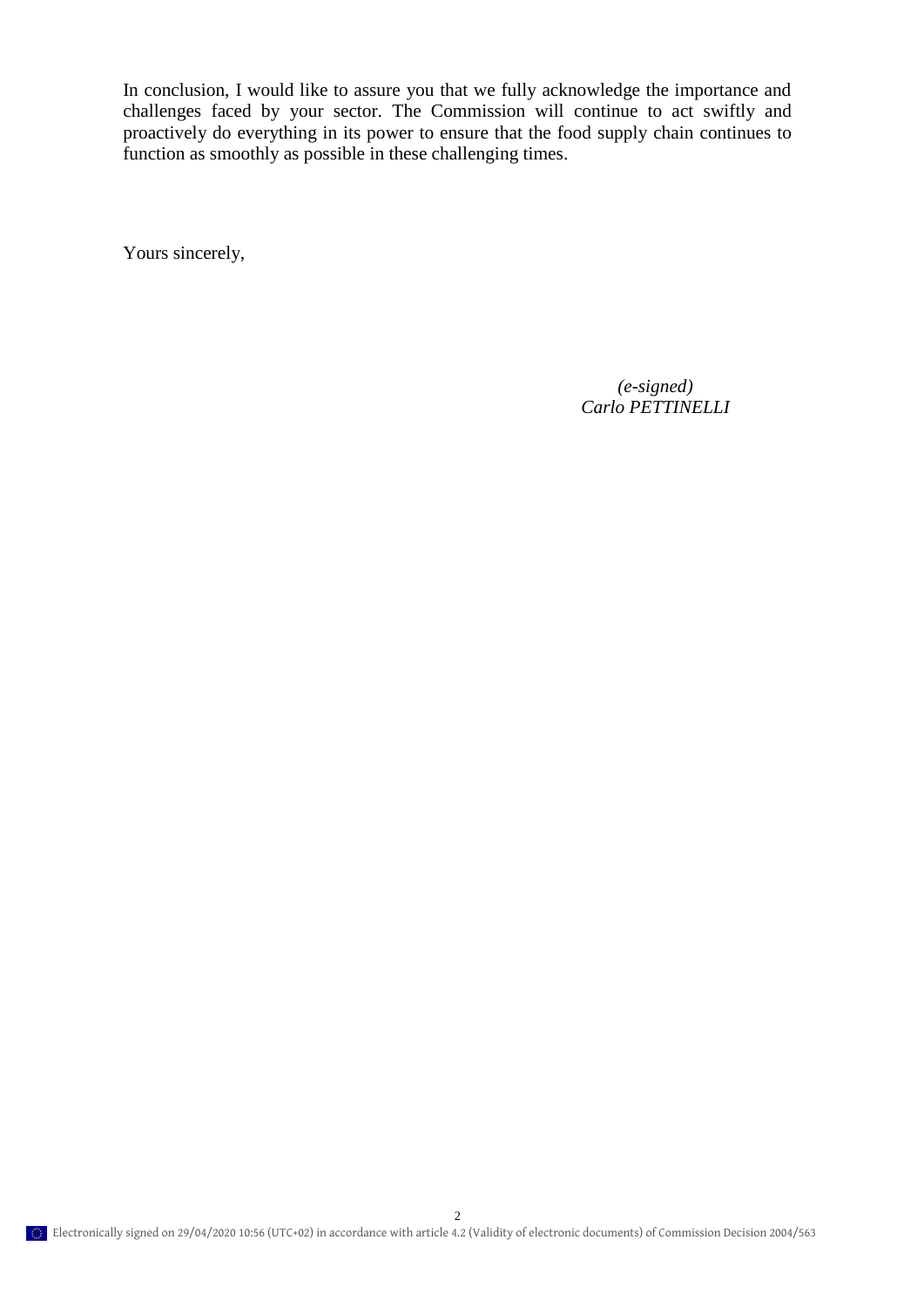In conclusion, I would like to assure you that we fully acknowledge the importance and challenges faced by your sector. The Commission will continue to act swiftly and proactively do everything in its power to ensure that the food supply chain continues to function as smoothly as possible in these challenging times.

Yours sincerely,

*(e-signed)*
*Carlo PETTINELLI*

Electronically signed on 29/04/2020 10:56 (UTC+02) in accordance with article 4.2 (Validity of electronic documents) of Commission Decision 2004/563